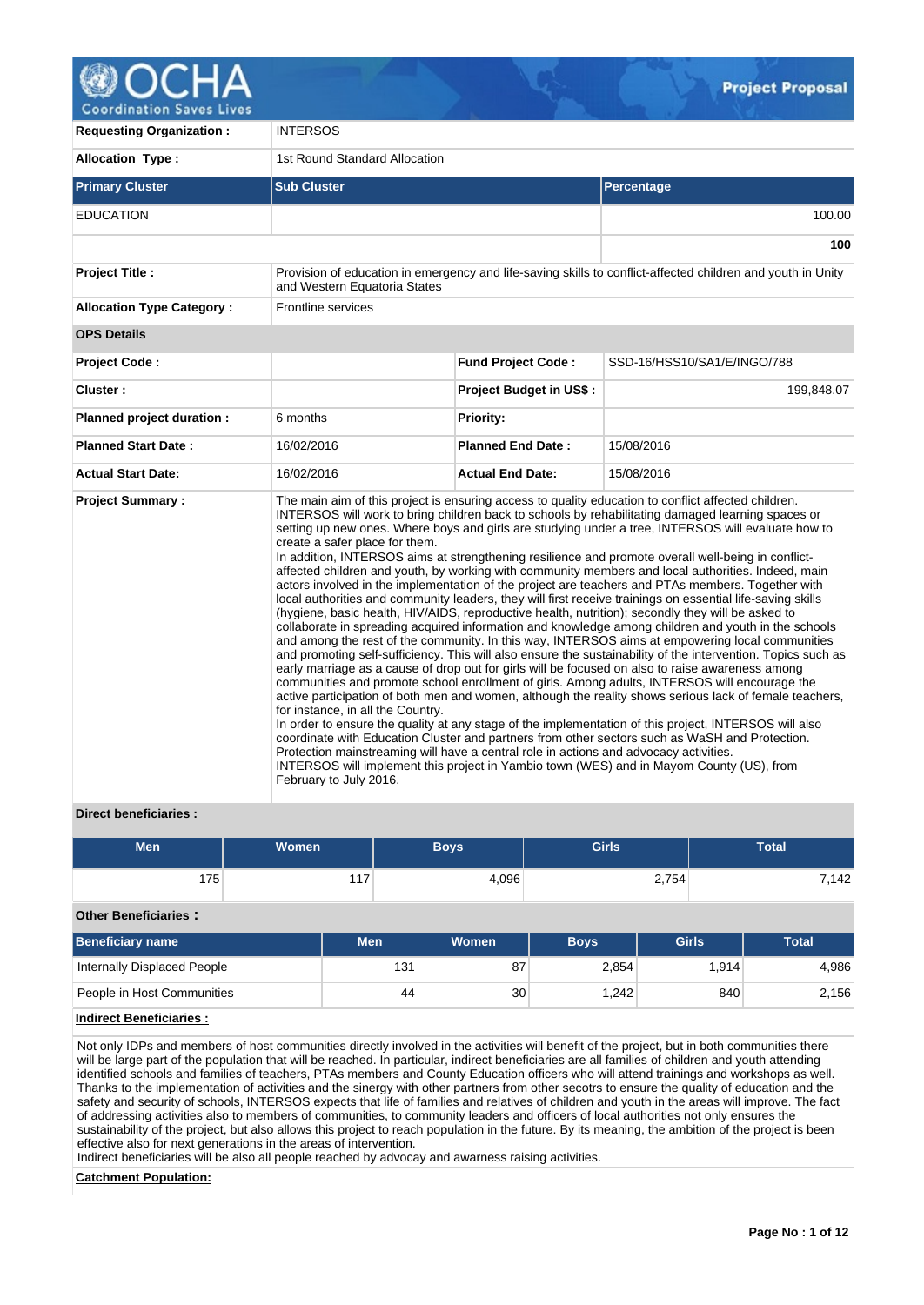# Project Proposal

| | |
|---|---|
| **Requesting Organization :** | INTERSOS |
| **Allocation Type :** | 1st Round Standard Allocation |

| Primary Cluster | Sub Cluster | Percentage |
|---|---|---|
| EDUCATION | | 100.00 |
| | | **100** |

| | |
|---|---|
| **Project Title :** | Provision of education in emergency and life-saving skills to conflict-affected children and youth in Unity and Western Equatoria States |
| **Allocation Type Category :** | Frontline services |

**OPS Details**

| | | | |
|---|---|---|---|
| **Project Code :** | | **Fund Project Code :** | SSD-16/HSS10/SA1/E/INGO/788 |
| **Cluster :** | | **Project Budget in US$ :** | 199,848.07 |
| **Planned project duration :** | 6 months | **Priority:** | |
| **Planned Start Date :** | 16/02/2016 | **Planned End Date :** | 15/08/2016 |
| **Actual Start Date:** | 16/02/2016 | **Actual End Date:** | 15/08/2016 |

**Project Summary :**

The main aim of this project is ensuring access to quality education to conflict affected children. INTERSOS will work to bring children back to schools by rehabilitating damaged learning spaces or setting up new ones. Where boys and girls are studying under a tree, INTERSOS will evaluate how to create a safer place for them.
In addition, INTERSOS aims at strengthening resilience and promote overall well-being in conflict-affected children and youth, by working with community members and local authorities. Indeed, main actors involved in the implementation of the project are teachers and PTAs members. Together with local authorities and community leaders, they will first receive trainings on essential life-saving skills (hygiene, basic health, HIV/AIDS, reproductive health, nutrition); secondly they will be asked to collaborate in spreading acquired information and knowledge among children and youth in the schools and among the rest of the community. In this way, INTERSOS aims at empowering local communities and promoting self-sufficiency. This will also ensure the sustainability of the intervention. Topics such as early marriage as a cause of drop out for girls will be focused on also to raise awareness among communities and promote school enrollment of girls. Among adults, INTERSOS will encourage the active participation of both men and women, although the reality shows serious lack of female teachers, for instance, in all the Country.
In order to ensure the quality at any stage of the implementation of this project, INTERSOS will also coordinate with Education Cluster and partners from other sectors such as WaSH and Protection. Protection mainstreaming will have a central role in actions and advocacy activities.
INTERSOS will implement this project in Yambio town (WES) and in Mayom County (US), from February to July 2016.

**Direct beneficiaries :**

| Men | Women | Boys | Girls | Total |
|---|---|---|---|---|
| 175 | 117 | 4,096 | 2,754 | 7,142 |

**Other Beneficiaries :**

| Beneficiary name | Men | Women | Boys | Girls | Total |
|---|---|---|---|---|---|
| Internally Displaced People | 131 | 87 | 2,854 | 1,914 | 4,986 |
| People in Host Communities | 44 | 30 | 1,242 | 840 | 2,156 |

**Indirect Beneficiaries :**

Not only IDPs and members of host communities directly involved in the activities will benefit of the project, but in both communities there will be large part of the population that will be reached. In particular, indirect beneficiaries are all families of children and youth attending identified schools and families of teachers, PTAs members and County Education officers who will attend trainings and workshops as well. Thanks to the implementation of activities and the sinergy with other partners from other secotrs to ensure the quality of education and the safety and security of schools, INTERSOS expects that life of families and relatives of children and youth in the areas will improve. The fact of addressing activities also to members of communities, to community leaders and officers of local authorities not only ensures the sustainability of the project, but also allows this project to reach population in the future. By its meaning, the ambition of the project is been effective also for next generations in the areas of intervention.
Indirect beneficiaries will be also all people reached by advocay and awarness raising activities.

**Catchment Population:**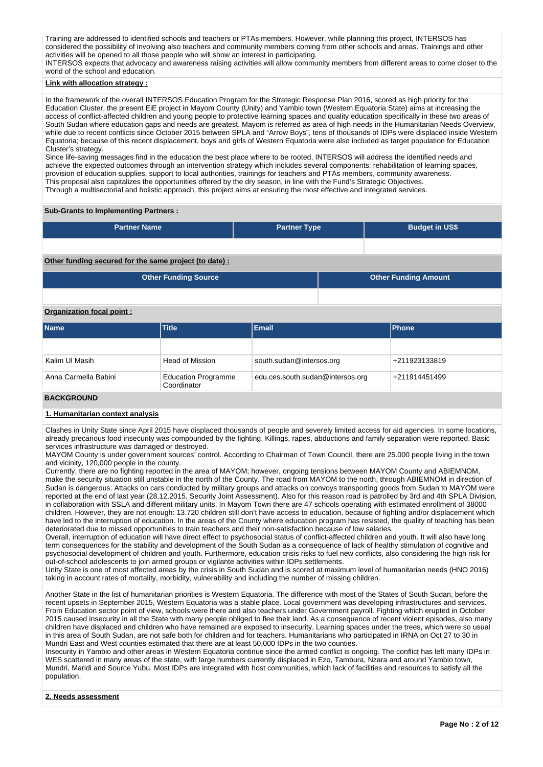Training are addressed to identified schools and teachers or PTAs members. However, while planning this project, INTERSOS has considered the possibility of involving also teachers and community members coming from other schools and areas. Trainings and other activities will be opened to all those people who will show an interest in participating.
INTERSOS expects that advocacy and awareness raising activities will allow community members from different areas to come closer to the world of the school and education.

**Link with allocation strategy :**

In the framework of the overall INTERSOS Education Program for the Strategic Response Plan 2016, scored as high priority for the Education Cluster, the present EiE project in Mayom County (Unity) and Yambio town (Western Equatoria State) aims at increasing the access of conflict-affected children and young people to protective learning spaces and quality education specifically in these two areas of South Sudan where education gaps and needs are greatest. Mayom is referred as area of high needs in the Humanitarian Needs Overview, while due to recent conflicts since October 2015 between SPLA and "Arrow Boys", tens of thousands of IDPs were displaced inside Western Equatoria; because of this recent displacement, boys and girls of Western Equatoria were also included as target population for Education Cluster's strategy.
Since life-saving messages find in the education the best place where to be rooted, INTERSOS will address the identified needs and achieve the expected outcomes through an intervention strategy which includes several components: rehabilitation of learning spaces, provision of education supplies, support to local authorities, trainings for teachers and PTAs members, community awareness.
This proposal also capitalizes the opportunities offered by the dry season, in line with the Fund's Strategic Objectives.
Through a multisectorial and holistic approach, this project aims at ensuring the most effective and integrated services.

**Sub-Grants to Implementing Partners :**

| Partner Name | Partner Type | Budget in US$ |
|---|---|---|
| | | |

**Other funding secured for the same project (to date) :**

| Other Funding Source | Other Funding Amount |
|---|---|
| | |

**Organization focal point :**

| Name | Title | Email | Phone |
|---|---|---|---|
| | | | |
| Kalim Ul Masih | Head of Mission | south.sudan@intersos.org | +211923133819 |
| Anna Carmella Babini | Education Programme Coordinator | edu.ces.south.sudan@intersos.org | +211914451499 |

## BACKGROUND

**1. Humanitarian context analysis**

Clashes in Unity State since April 2015 have displaced thousands of people and severely limited access for aid agencies. In some locations, already precarious food insecurity was compounded by the fighting. Killings, rapes, abductions and family separation were reported. Basic services infrastructure was damaged or destroyed.
MAYOM County is under government sources' control. According to Chairman of Town Council, there are 25.000 people living in the town and vicinity, 120,000 people in the county.
Currently, there are no fighting reported in the area of MAYOM; however, ongoing tensions between MAYOM County and ABIEMNOM, make the security situation still unstable in the north of the County. The road from MAYOM to the north, through ABIEMNOM in direction of Sudan is dangerous. Attacks on cars conducted by military groups and attacks on convoys transporting goods from Sudan to MAYOM were reported at the end of last year (28.12.2015, Security Joint Assessment). Also for this reason road is patrolled by 3rd and 4th SPLA Division, in collaboration with SSLA and different military units. In Mayom Town there are 47 schools operating with estimated enrollment of 38000 children. However, they are not enough: 13.720 children still don't have access to education, because of fighting and/or displacement which have led to the interruption of education. In the areas of the County where education program has resisted, the quality of teaching has been deteriorated due to missed opportunities to train teachers and their non-satisfaction because of low salaries.
Overall, interruption of education will have direct effect to psychosocial status of conflict-affected children and youth. It will also have long term consequences for the stability and development of the South Sudan as a consequence of lack of healthy stimulation of cognitive and psychosocial development of children and youth. Furthermore, education crisis risks to fuel new conflicts, also considering the high risk for out-of-school adolescents to join armed groups or vigilante activities within IDPs settlements.
Unity State is one of most affected areas by the crisis in South Sudan and is scored at maximum level of humanitarian needs (HNO 2016) taking in account rates of mortality, morbidity, vulnerability and including the number of missing children.

Another State in the list of humanitarian priorities is Western Equatoria. The difference with most of the States of South Sudan, before the recent upsets in September 2015, Western Equatoria was a stable place. Local government was developing infrastructures and services. From Education sector point of view, schools were there and also teachers under Government payroll. Fighting which erupted in October 2015 caused insecurity in all the State with many people obliged to flee their land. As a consequence of recent violent episodes, also many children have displaced and children who have remained are exposed to insecurity. Learning spaces under the trees, which were so usual in this area of South Sudan, are not safe both for children and for teachers. Humanitarians who participated in IRNA on Oct 27 to 30 in Mundri East and West counties estimated that there are at least 50,000 IDPs in the two counties.
Insecurity in Yambio and other areas in Western Equatoria continue since the armed conflict is ongoing. The conflict has left many IDPs in WES scattered in many areas of the state, with large numbers currently displaced in Ezo, Tambura, Nzara and around Yambio town, Mundri, Maridi and Source Yubu. Most IDPs are integrated with host communities, which lack of facilities and resources to satisfy all the population.

**2. Needs assessment**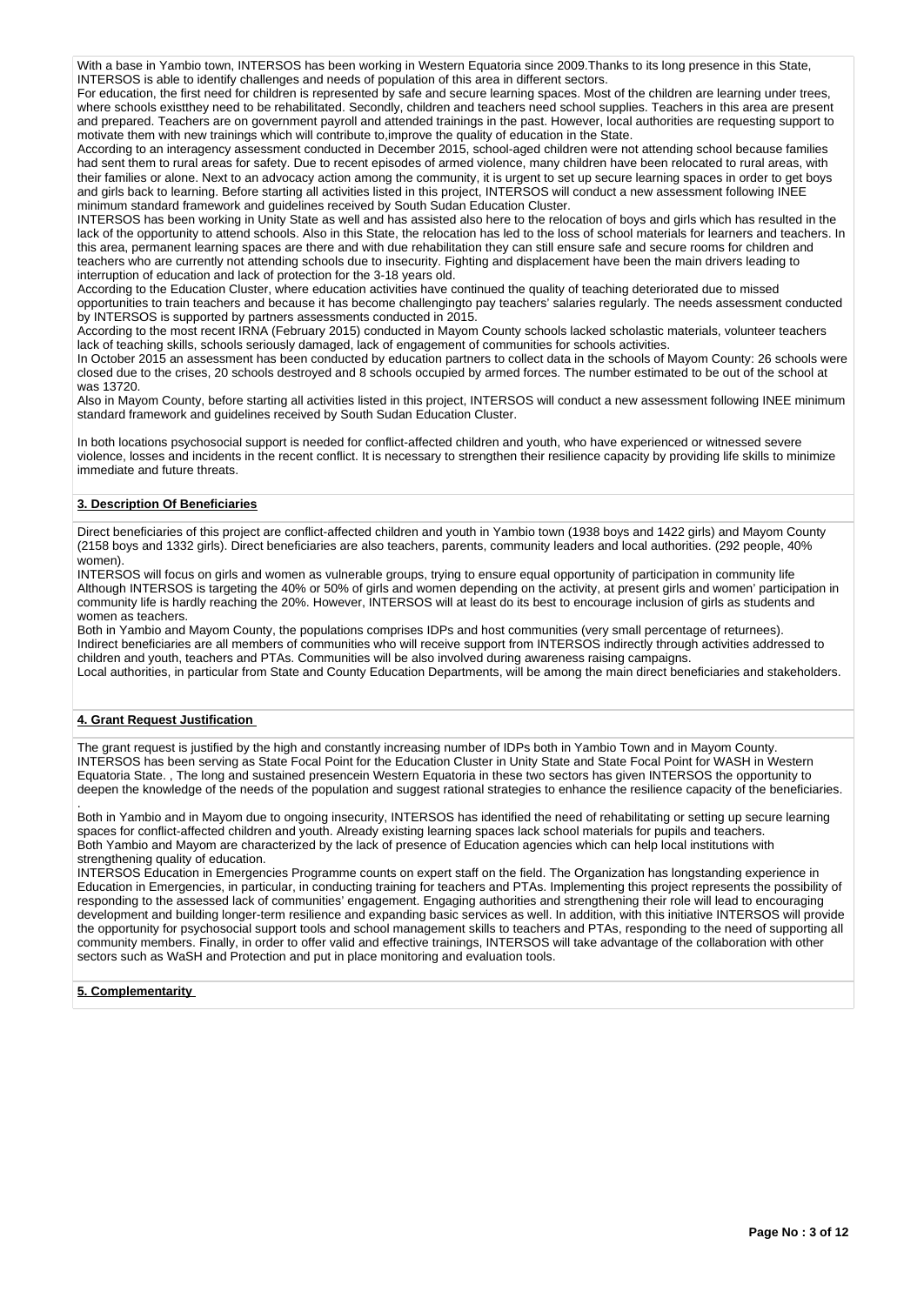With a base in Yambio town, INTERSOS has been working in Western Equatoria since 2009.Thanks to its long presence in this State, INTERSOS is able to identify challenges and needs of population of this area in different sectors.

For education, the first need for children is represented by safe and secure learning spaces. Most of the children are learning under trees, where schools existthey need to be rehabilitated. Secondly, children and teachers need school supplies. Teachers in this area are present and prepared. Teachers are on government payroll and attended trainings in the past. However, local authorities are requesting support to motivate them with new trainings which will contribute to,improve the quality of education in the State.

According to an interagency assessment conducted in December 2015, school-aged children were not attending school because families had sent them to rural areas for safety. Due to recent episodes of armed violence, many children have been relocated to rural areas, with their families or alone. Next to an advocacy action among the community, it is urgent to set up secure learning spaces in order to get boys and girls back to learning. Before starting all activities listed in this project, INTERSOS will conduct a new assessment following INEE minimum standard framework and guidelines received by South Sudan Education Cluster.

INTERSOS has been working in Unity State as well and has assisted also here to the relocation of boys and girls which has resulted in the lack of the opportunity to attend schools. Also in this State, the relocation has led to the loss of school materials for learners and teachers. In this area, permanent learning spaces are there and with due rehabilitation they can still ensure safe and secure rooms for children and teachers who are currently not attending schools due to insecurity. Fighting and displacement have been the main drivers leading to interruption of education and lack of protection for the 3-18 years old.

According to the Education Cluster, where education activities have continued the quality of teaching deteriorated due to missed opportunities to train teachers and because it has become challengingto pay teachers' salaries regularly. The needs assessment conducted by INTERSOS is supported by partners assessments conducted in 2015.

According to the most recent IRNA (February 2015) conducted in Mayom County schools lacked scholastic materials, volunteer teachers lack of teaching skills, schools seriously damaged, lack of engagement of communities for schools activities.

In October 2015 an assessment has been conducted by education partners to collect data in the schools of Mayom County: 26 schools were closed due to the crises, 20 schools destroyed and 8 schools occupied by armed forces. The number estimated to be out of the school at was 13720.

Also in Mayom County, before starting all activities listed in this project, INTERSOS will conduct a new assessment following INEE minimum standard framework and guidelines received by South Sudan Education Cluster.

In both locations psychosocial support is needed for conflict-affected children and youth, who have experienced or witnessed severe violence, losses and incidents in the recent conflict. It is necessary to strengthen their resilience capacity by providing life skills to minimize immediate and future threats.

## 3. Description Of Beneficiaries

Direct beneficiaries of this project are conflict-affected children and youth in Yambio town (1938 boys and 1422 girls) and Mayom County (2158 boys and 1332 girls). Direct beneficiaries are also teachers, parents, community leaders and local authorities. (292 people, 40% women).

INTERSOS will focus on girls and women as vulnerable groups, trying to ensure equal opportunity of participation in community life Although INTERSOS is targeting the 40% or 50% of girls and women depending on the activity, at present girls and women' participation in community life is hardly reaching the 20%. However, INTERSOS will at least do its best to encourage inclusion of girls as students and women as teachers.

Both in Yambio and Mayom County, the populations comprises IDPs and host communities (very small percentage of returnees).

Indirect beneficiaries are all members of communities who will receive support from INTERSOS indirectly through activities addressed to children and youth, teachers and PTAs. Communities will be also involved during awareness raising campaigns.

Local authorities, in particular from State and County Education Departments, will be among the main direct beneficiaries and stakeholders.

## 4. Grant Request Justification

The grant request is justified by the high and constantly increasing number of IDPs both in Yambio Town and in Mayom County. INTERSOS has been serving as State Focal Point for the Education Cluster in Unity State and State Focal Point for WASH in Western Equatoria State. , The long and sustained presencein Western Equatoria in these two sectors has given INTERSOS the opportunity to deepen the knowledge of the needs of the population and suggest rational strategies to enhance the resilience capacity of the beneficiaries.

.

Both in Yambio and in Mayom due to ongoing insecurity, INTERSOS has identified the need of rehabilitating or setting up secure learning spaces for conflict-affected children and youth. Already existing learning spaces lack school materials for pupils and teachers.

Both Yambio and Mayom are characterized by the lack of presence of Education agencies which can help local institutions with strengthening quality of education.

INTERSOS Education in Emergencies Programme counts on expert staff on the field. The Organization has longstanding experience in Education in Emergencies, in particular, in conducting training for teachers and PTAs. Implementing this project represents the possibility of responding to the assessed lack of communities' engagement. Engaging authorities and strengthening their role will lead to encouraging development and building longer-term resilience and expanding basic services as well. In addition, with this initiative INTERSOS will provide the opportunity for psychosocial support tools and school management skills to teachers and PTAs, responding to the need of supporting all community members. Finally, in order to offer valid and effective trainings, INTERSOS will take advantage of the collaboration with other sectors such as WaSH and Protection and put in place monitoring and evaluation tools.

## 5. Complementarity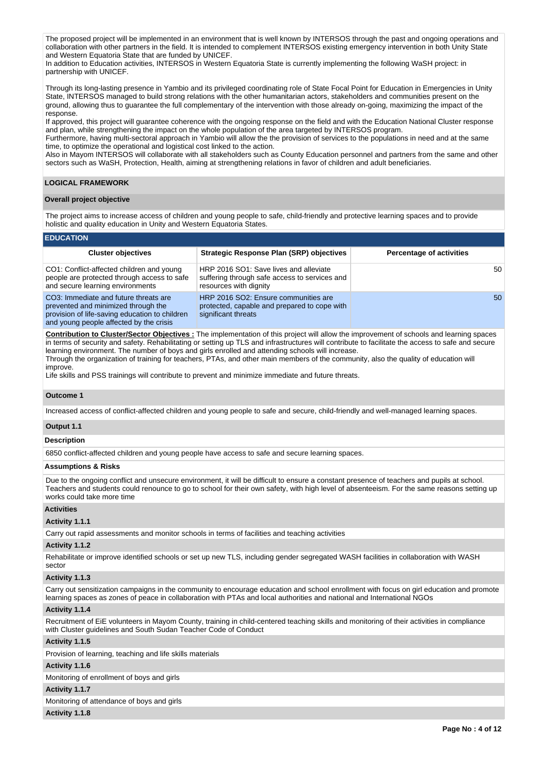The proposed project will be implemented in an environment that is well known by INTERSOS through the past and ongoing operations and collaboration with other partners in the field. It is intended to complement INTERSOS existing emergency intervention in both Unity State and Western Equatoria State that are funded by UNICEF.
In addition to Education activities, INTERSOS in Western Equatoria State is currently implementing the following WaSH project: in partnership with UNICEF.

Through its long-lasting presence in Yambio and its privileged coordinating role of State Focal Point for Education in Emergencies in Unity State, INTERSOS managed to build strong relations with the other humanitarian actors, stakeholders and communities present on the ground, allowing thus to guarantee the full complementary of the intervention with those already on-going, maximizing the impact of the response.
If approved, this project will guarantee coherence with the ongoing response on the field and with the Education National Cluster response and plan, while strengthening the impact on the whole population of the area targeted by INTERSOS program.
Furthermore, having multi-sectoral approach in Yambio will allow the the provision of services to the populations in need and at the same time, to optimize the operational and logistical cost linked to the action.
Also in Mayom INTERSOS will collaborate with all stakeholders such as County Education personnel and partners from the same and other sectors such as WaSH, Protection, Health, aiming at strengthening relations in favor of children and adult beneficiaries.

## LOGICAL FRAMEWORK

### Overall project objective

The project aims to increase access of children and young people to safe, child-friendly and protective learning spaces and to provide holistic and quality education in Unity and Western Equatoria States.

### EDUCATION

| Cluster objectives | Strategic Response Plan (SRP) objectives | Percentage of activities |
|---|---|---|
| CO1: Conflict-affected children and young people are protected through access to safe and secure learning environments | HRP 2016 SO1: Save lives and alleviate suffering through safe access to services and resources with dignity | 50 |
| CO3: Immediate and future threats are prevented and minimized through the provision of life-saving education to children and young people affected by the crisis | HRP 2016 SO2: Ensure communities are protected, capable and prepared to cope with significant threats | 50 |

**Contribution to Cluster/Sector Objectives :** The implementation of this project will allow the improvement of schools and learning spaces in terms of security and safety. Rehabilitating or setting up TLS and infrastructures will contribute to facilitate the access to safe and secure learning environment. The number of boys and girls enrolled and attending schools will increase.
Through the organization of training for teachers, PTAs, and other main members of the community, also the quality of education will improve.
Life skills and PSS trainings will contribute to prevent and minimize immediate and future threats.

### Outcome 1

Increased access of conflict-affected children and young people to safe and secure, child-friendly and well-managed learning spaces.

### Output 1.1

**Description**

6850 conflict-affected children and young people have access to safe and secure learning spaces.

**Assumptions & Risks**

Due to the ongoing conflict and unsecure environment, it will be difficult to ensure a constant presence of teachers and pupils at school. Teachers and students could renounce to go to school for their own safety, with high level of absenteeism. For the same reasons setting up works could take more time

**Activities**

**Activity 1.1.1**

Carry out rapid assessments and monitor schools in terms of facilities and teaching activities

**Activity 1.1.2**

Rehabilitate or improve identified schools or set up new TLS, including gender segregated WASH facilities in collaboration with WASH sector

**Activity 1.1.3**

Carry out sensitization campaigns in the community to encourage education and school enrollment with focus on girl education and promote learning spaces as zones of peace in collaboration with PTAs and local authorities and national and International NGOs

**Activity 1.1.4**

Recruitment of EiE volunteers in Mayom County, training in child-centered teaching skills and monitoring of their activities in compliance with Cluster guidelines and South Sudan Teacher Code of Conduct

**Activity 1.1.5**

Provision of learning, teaching and life skills materials

**Activity 1.1.6**

Monitoring of enrollment of boys and girls

**Activity 1.1.7**

Monitoring of attendance of boys and girls

**Activity 1.1.8**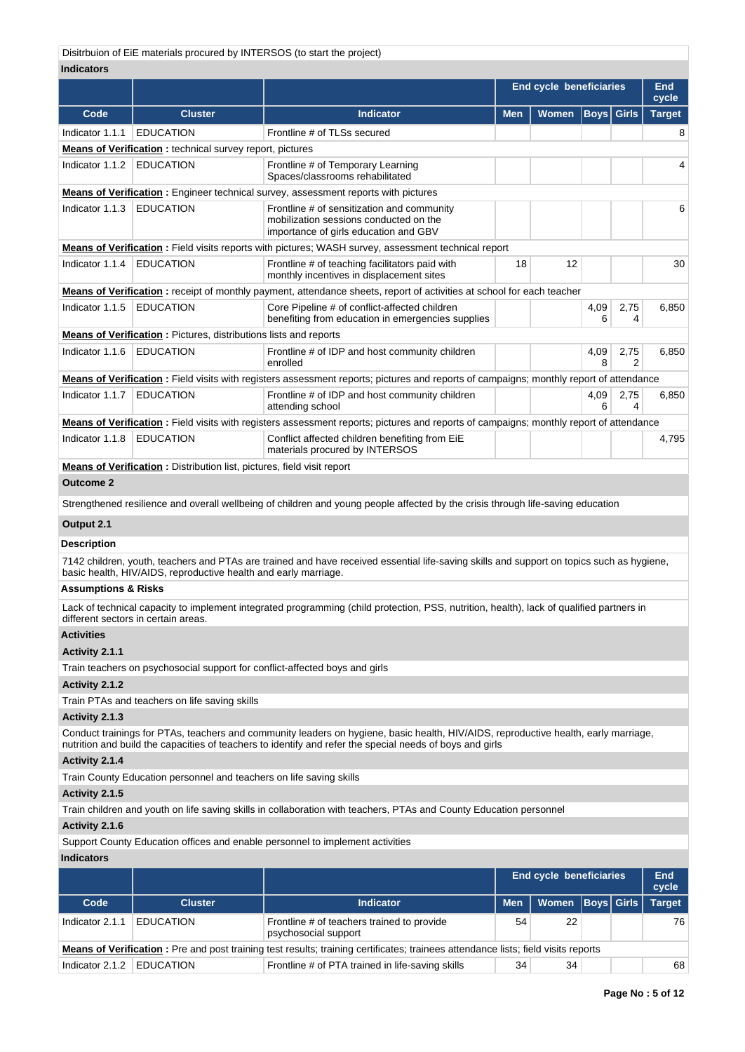Disitrbuion of EiE materials procured by INTERSOS (to start the project)

**Indicators**

| | | | End cycle beneficiaries | | | | End cycle |
|---|---|---|---|---|---|---|---|
| **Code** | **Cluster** | **Indicator** | **Men** | **Women** | **Boys** | **Girls** | **Target** |
| Indicator 1.1.1 | EDUCATION | Frontline # of TLSs secured | | | | | 8 |
| **Means of Verification :** technical survey report, pictures | | | | | | | |
| Indicator 1.1.2 | EDUCATION | Frontline # of Temporary Learning Spaces/classrooms rehabilitated | | | | | 4 |
| **Means of Verification :** Engineer technical survey, assessment reports with pictures | | | | | | | |
| Indicator 1.1.3 | EDUCATION | Frontline # of sensitization and community mobilization sessions conducted on the importance of girls education and GBV | | | | | 6 |
| **Means of Verification :** Field visits reports with pictures; WASH survey, assessment technical report | | | | | | | |
| Indicator 1.1.4 | EDUCATION | Frontline # of teaching facilitators paid with monthly incentives in displacement sites | 18 | 12 | | | 30 |
| **Means of Verification :** receipt of monthly payment, attendance sheets, report of activities at school for each teacher | | | | | | | |
| Indicator 1.1.5 | EDUCATION | Core Pipeline # of conflict-affected children benefiting from education in emergencies supplies | | | 4,096 | 2,754 | 6,850 |
| **Means of Verification :** Pictures, distributions lists and reports | | | | | | | |
| Indicator 1.1.6 | EDUCATION | Frontline # of IDP and host community children enrolled | | | 4,098 | 2,752 | 6,850 |
| **Means of Verification :** Field visits with registers assessment reports; pictures and reports of campaigns; monthly report of attendance | | | | | | | |
| Indicator 1.1.7 | EDUCATION | Frontline # of IDP and host community children attending school | | | 4,096 | 2,754 | 6,850 |
| **Means of Verification :** Field visits with registers assessment reports; pictures and reports of campaigns; monthly report of attendance | | | | | | | |
| Indicator 1.1.8 | EDUCATION | Conflict affected children benefiting from EiE materials procured by INTERSOS | | | | | 4,795 |
| **Means of Verification :** Distribution list, pictures, field visit report | | | | | | | |

**Outcome 2**

Strengthened resilience and overall wellbeing of children and young people affected by the crisis through life-saving education

**Output 2.1**

**Description**

7142 children, youth, teachers and PTAs are trained and have received essential life-saving skills and support on topics such as hygiene, basic health, HIV/AIDS, reproductive health and early marriage.

**Assumptions & Risks**

Lack of technical capacity to implement integrated programming (child protection, PSS, nutrition, health), lack of qualified partners in different sectors in certain areas.

**Activities**

**Activity 2.1.1**

Train teachers on psychosocial support for conflict-affected boys and girls

**Activity 2.1.2**

Train PTAs and teachers on life saving skills

**Activity 2.1.3**

Conduct trainings for PTAs, teachers and community leaders on hygiene, basic health, HIV/AIDS, reproductive health, early marriage, nutrition and build the capacities of teachers to identify and refer the special needs of boys and girls

**Activity 2.1.4**

Train County Education personnel and teachers on life saving skills

**Activity 2.1.5**

Train children and youth on life saving skills in collaboration with teachers, PTAs and County Education personnel

**Activity 2.1.6**

Support County Education offices and enable personnel to implement activities

**Indicators**

| | | | End cycle beneficiaries | | | | End cycle |
|---|---|---|---|---|---|---|---|
| **Code** | **Cluster** | **Indicator** | **Men** | **Women** | **Boys** | **Girls** | **Target** |
| Indicator 2.1.1 | EDUCATION | Frontline # of teachers trained to provide psychosocial support | 54 | 22 | | | 76 |
| **Means of Verification :** Pre and post training test results; training certificates; trainees attendance lists; field visits reports | | | | | | | |
| Indicator 2.1.2 | EDUCATION | Frontline # of PTA trained in life-saving skills | 34 | 34 | | | 68 |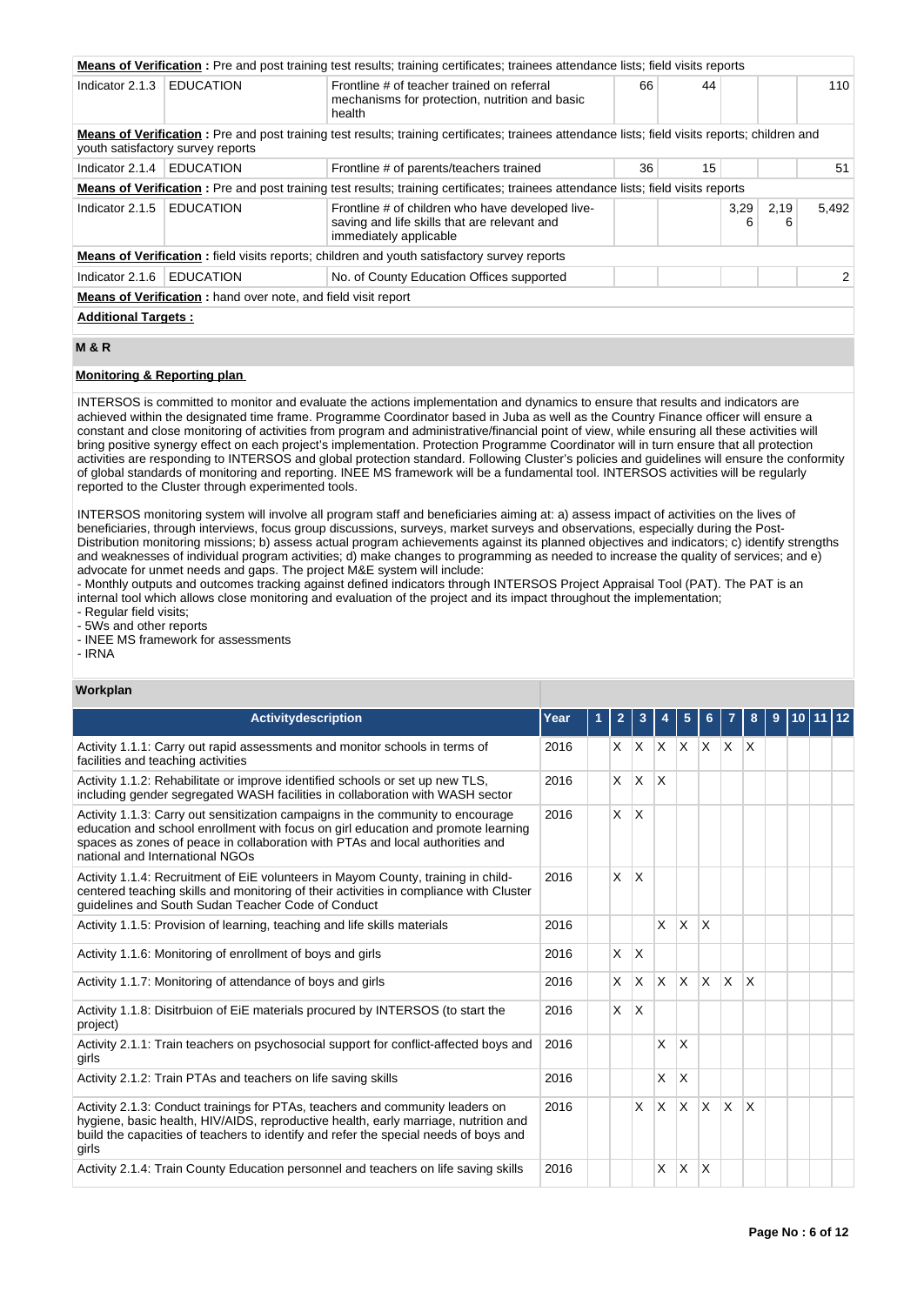**Means of Verification :** Pre and post training test results; training certificates; trainees attendance lists; field visits reports

| Indicator | Cluster | Description | | | | | Total |
|---|---|---|---|---|---|---|---|
| Indicator 2.1.3 | EDUCATION | Frontline # of teacher trained on referral mechanisms for protection, nutrition and basic health | 66 | 44 | | | 110 |

**Means of Verification :** Pre and post training test results; training certificates; trainees attendance lists; field visits reports; children and youth satisfactory survey reports

| Indicator | Cluster | Description | | | | | Total |
|---|---|---|---|---|---|---|---|
| Indicator 2.1.4 | EDUCATION | Frontline # of parents/teachers trained | 36 | 15 | | | 51 |

**Means of Verification :** Pre and post training test results; training certificates; trainees attendance lists; field visits reports

| Indicator | Cluster | Description | | | | | Total |
|---|---|---|---|---|---|---|---|
| Indicator 2.1.5 | EDUCATION | Frontline # of children who have developed live-saving and life skills that are relevant and immediately applicable | | | 3,296 | 2,196 | 5,492 |

**Means of Verification :** field visits reports; children and youth satisfactory survey reports

| Indicator | Cluster | Description | | | | | Total |
|---|---|---|---|---|---|---|---|
| Indicator 2.1.6 | EDUCATION | No. of County Education Offices supported | | | | | 2 |

**Means of Verification :** hand over note, and field visit report

**Additional Targets :**

## M & R

**Monitoring & Reporting plan**

INTERSOS is committed to monitor and evaluate the actions implementation and dynamics to ensure that results and indicators are achieved within the designated time frame. Programme Coordinator based in Juba as well as the Country Finance officer will ensure a constant and close monitoring of activities from program and administrative/financial point of view, while ensuring all these activities will bring positive synergy effect on each project's implementation. Protection Programme Coordinator will in turn ensure that all protection activities are responding to INTERSOS and global protection standard. Following Cluster's policies and guidelines will ensure the conformity of global standards of monitoring and reporting. INEE MS framework will be a fundamental tool. INTERSOS activities will be regularly reported to the Cluster through experimented tools.

INTERSOS monitoring system will involve all program staff and beneficiaries aiming at: a) assess impact of activities on the lives of beneficiaries, through interviews, focus group discussions, surveys, market surveys and observations, especially during the Post-Distribution monitoring missions; b) assess actual program achievements against its planned objectives and indicators; c) identify strengths and weaknesses of individual program activities; d) make changes to programming as needed to increase the quality of services; and e) advocate for unmet needs and gaps. The project M&E system will include:
- Monthly outputs and outcomes tracking against defined indicators through INTERSOS Project Appraisal Tool (PAT). The PAT is an internal tool which allows close monitoring and evaluation of the project and its impact throughout the implementation;
- Regular field visits;
- 5Ws and other reports
- INEE MS framework for assessments
- IRNA

**Workplan**

| Activitydescription | Year | 1 | 2 | 3 | 4 | 5 | 6 | 7 | 8 | 9 | 10 | 11 | 12 |
|---|---|---|---|---|---|---|---|---|---|---|---|---|---|
| Activity 1.1.1: Carry out rapid assessments and monitor schools in terms of facilities and teaching activities | 2016 | | X | X | X | X | X | X | X | | | | |
| Activity 1.1.2: Rehabilitate or improve identified schools or set up new TLS, including gender segregated WASH facilities in collaboration with WASH sector | 2016 | | X | X | X | | | | | | | | |
| Activity 1.1.3: Carry out sensitization campaigns in the community to encourage education and school enrollment with focus on girl education and promote learning spaces as zones of peace in collaboration with PTAs and local authorities and national and International NGOs | 2016 | | X | X | | | | | | | | | |
| Activity 1.1.4: Recruitment of EiE volunteers in Mayom County, training in child-centered teaching skills and monitoring of their activities in compliance with Cluster guidelines and South Sudan Teacher Code of Conduct | 2016 | | X | X | | | | | | | | | |
| Activity 1.1.5: Provision of learning, teaching and life skills materials | 2016 | | | | X | X | X | | | | | | |
| Activity 1.1.6: Monitoring of enrollment of boys and girls | 2016 | | X | X | | | | | | | | | |
| Activity 1.1.7: Monitoring of attendance of boys and girls | 2016 | | X | X | X | X | X | X | X | | | | |
| Activity 1.1.8: Disitrbuion of EiE materials procured by INTERSOS (to start the project) | 2016 | | X | X | | | | | | | | | |
| Activity 2.1.1: Train teachers on psychosocial support for conflict-affected boys and girls | 2016 | | | | X | X | | | | | | | |
| Activity 2.1.2: Train PTAs and teachers on life saving skills | 2016 | | | | X | X | | | | | | | |
| Activity 2.1.3: Conduct trainings for PTAs, teachers and community leaders on hygiene, basic health, HIV/AIDS, reproductive health, early marriage, nutrition and build the capacities of teachers to identify and refer the special needs of boys and girls | 2016 | | | X | X | X | X | X | X | | | | |
| Activity 2.1.4: Train County Education personnel and teachers on life saving skills | 2016 | | | | X | X | X | | | | | | |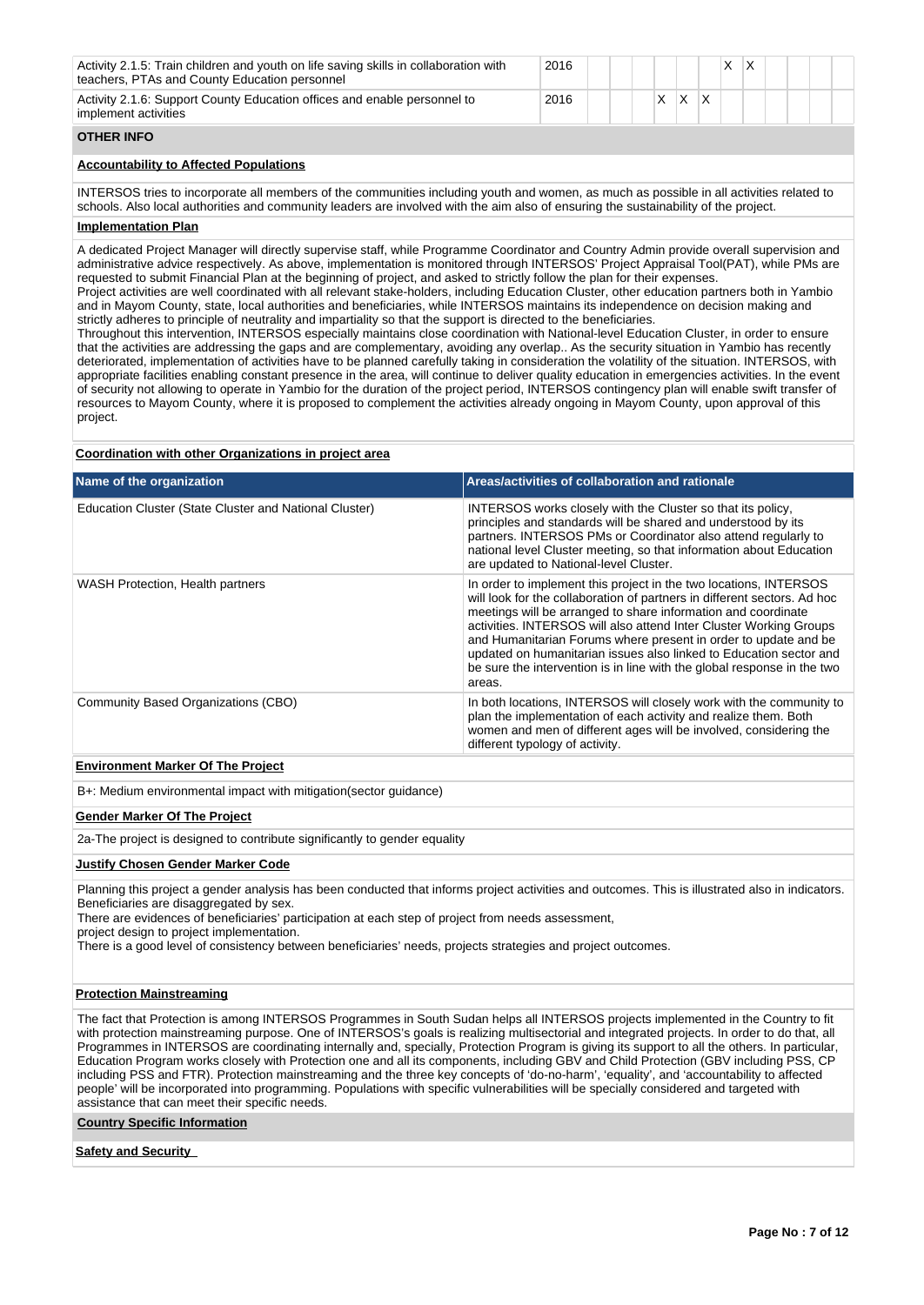| | | | | | | | | | | | | | |
|---|---|---|---|---|---|---|---|---|---|---|---|---|---|
| Activity 2.1.5: Train children and youth on life saving skills in collaboration with teachers, PTAs and County Education personnel | 2016 | | | | | | | X | X | | | | |
| Activity 2.1.6: Support County Education offices and enable personnel to implement activities | 2016 | | | | X | X | X | | | | | | |

## OTHER INFO

**Accountability to Affected Populations**

INTERSOS tries to incorporate all members of the communities including youth and women, as much as possible in all activities related to schools. Also local authorities and community leaders are involved with the aim also of ensuring the sustainability of the project.

**Implementation Plan**

A dedicated Project Manager will directly supervise staff, while Programme Coordinator and Country Admin provide overall supervision and administrative advice respectively. As above, implementation is monitored through INTERSOS' Project Appraisal Tool(PAT), while PMs are requested to submit Financial Plan at the beginning of project, and asked to strictly follow the plan for their expenses.
Project activities are well coordinated with all relevant stake-holders, including Education Cluster, other education partners both in Yambio and in Mayom County, state, local authorities and beneficiaries, while INTERSOS maintains its independence on decision making and strictly adheres to principle of neutrality and impartiality so that the support is directed to the beneficiaries.
Throughout this intervention, INTERSOS especially maintains close coordination with National-level Education Cluster, in order to ensure that the activities are addressing the gaps and are complementary, avoiding any overlap.. As the security situation in Yambio has recently deteriorated, implementation of activities have to be planned carefully taking in consideration the volatility of the situation. INTERSOS, with appropriate facilities enabling constant presence in the area, will continue to deliver quality education in emergencies activities. In the event of security not allowing to operate in Yambio for the duration of the project period, INTERSOS contingency plan will enable swift transfer of resources to Mayom County, where it is proposed to complement the activities already ongoing in Mayom County, upon approval of this project.

**Coordination with other Organizations in project area**

| Name of the organization | Areas/activities of collaboration and rationale |
|---|---|
| Education Cluster (State Cluster and National Cluster) | INTERSOS works closely with the Cluster so that its policy, principles and standards will be shared and understood by its partners. INTERSOS PMs or Coordinator also attend regularly to national level Cluster meeting, so that information about Education are updated to National-level Cluster. |
| WASH Protection, Health partners | In order to implement this project in the two locations, INTERSOS will look for the collaboration of partners in different sectors. Ad hoc meetings will be arranged to share information and coordinate activities. INTERSOS will also attend Inter Cluster Working Groups and Humanitarian Forums where present in order to update and be updated on humanitarian issues also linked to Education sector and be sure the intervention is in line with the global response in the two areas. |
| Community Based Organizations (CBO) | In both locations, INTERSOS will closely work with the community to plan the implementation of each activity and realize them. Both women and men of different ages will be involved, considering the different typology of activity. |

**Environment Marker Of The Project**

B+: Medium environmental impact with mitigation(sector guidance)

**Gender Marker Of The Project**

2a-The project is designed to contribute significantly to gender equality

**Justify Chosen Gender Marker Code**

Planning this project a gender analysis has been conducted that informs project activities and outcomes. This is illustrated also in indicators. Beneficiaries are disaggregated by sex.
There are evidences of beneficiaries' participation at each step of project from needs assessment,
project design to project implementation.
There is a good level of consistency between beneficiaries' needs, projects strategies and project outcomes.

**Protection Mainstreaming**

The fact that Protection is among INTERSOS Programmes in South Sudan helps all INTERSOS projects implemented in the Country to fit with protection mainstreaming purpose. One of INTERSOS's goals is realizing multisectorial and integrated projects. In order to do that, all Programmes in INTERSOS are coordinating internally and, specially, Protection Program is giving its support to all the others. In particular, Education Program works closely with Protection one and all its components, including GBV and Child Protection (GBV including PSS, CP including PSS and FTR). Protection mainstreaming and the three key concepts of 'do-no-harm', 'equality', and 'accountability to affected people' will be incorporated into programming. Populations with specific vulnerabilities will be specially considered and targeted with assistance that can meet their specific needs.

**Country Specific Information**

**Safety and Security**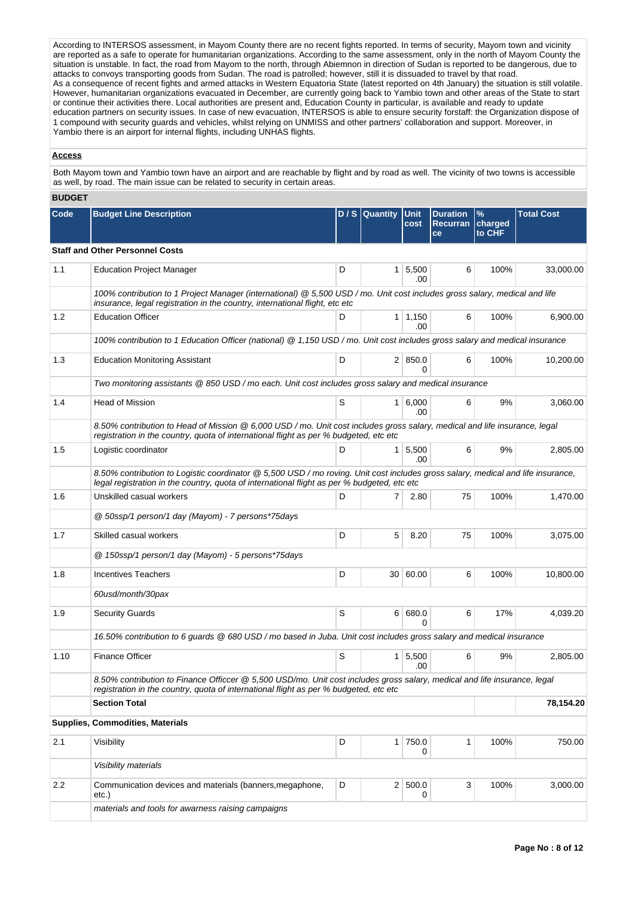According to INTERSOS assessment, in Mayom County there are no recent fights reported. In terms of security, Mayom town and vicinity are reported as a safe to operate for humanitarian organizations. According to the same assessment, only in the north of Mayom County the situation is unstable. In fact, the road from Mayom to the north, through Abiemnon in direction of Sudan is reported to be dangerous, due to attacks to convoys transporting goods from Sudan. The road is patrolled; however, still it is dissuaded to travel by that road.
As a consequence of recent fights and armed attacks in Western Equatoria State (latest reported on 4th January) the situation is still volatile. However, humanitarian organizations evacuated in December, are currently going back to Yambio town and other areas of the State to start or continue their activities there. Local authorities are present and, Education County in particular, is available and ready to update education partners on security issues. In case of new evacuation, INTERSOS is able to ensure security forstaff: the Organization dispose of 1 compound with security guards and vehicles, whilst relying on UNMISS and other partners' collaboration and support. Moreover, in Yambio there is an airport for internal flights, including UNHAS flights.

**Access**

Both Mayom town and Yambio town have an airport and are reachable by flight and by road as well. The vicinity of two towns is accessible as well, by road. The main issue can be related to security in certain areas.

**BUDGET**

| Code | Budget Line Description | D / S | Quantity | Unit cost | Duration Recurrance | % charged to CHF | Total Cost |
|---|---|---|---|---|---|---|---|
| **Staff and Other Personnel Costs** | | | | | | | |
| 1.1 | Education Project Manager | D | 1 | 5,500.00 | 6 | 100% | 33,000.00 |
| | *100% contribution to 1 Project Manager (international) @ 5,500 USD / mo. Unit cost includes gross salary, medical and life insurance, legal registration in the country, international flight, etc etc* | | | | | | |
| 1.2 | Education Officer | D | 1 | 1,150.00 | 6 | 100% | 6,900.00 |
| | *100% contribution to 1 Education Officer (national) @ 1,150 USD / mo. Unit cost includes gross salary and medical insurance* | | | | | | |
| 1.3 | Education Monitoring Assistant | D | 2 | 850.00 | 6 | 100% | 10,200.00 |
| | *Two monitoring assistants @ 850 USD / mo each. Unit cost includes gross salary and medical insurance* | | | | | | |
| 1.4 | Head of Mission | S | 1 | 6,000.00 | 6 | 9% | 3,060.00 |
| | *8.50% contribution to Head of Mission @ 6,000 USD / mo. Unit cost includes gross salary, medical and life insurance, legal registration in the country, quota of international flight as per % budgeted, etc etc* | | | | | | |
| 1.5 | Logistic coordinator | D | 1 | 5,500.00 | 6 | 9% | 2,805.00 |
| | *8.50% contribution to Logistic coordinator @ 5,500 USD / mo roving. Unit cost includes gross salary, medical and life insurance, legal registration in the country, quota of international flight as per % budgeted, etc etc* | | | | | | |
| 1.6 | Unskilled casual workers | D | 7 | 2.80 | 75 | 100% | 1,470.00 |
| | *@ 50ssp/1 person/1 day (Mayom) - 7 persons*75days* | | | | | | |
| 1.7 | Skilled casual workers | D | 5 | 8.20 | 75 | 100% | 3,075.00 |
| | *@ 150ssp/1 person/1 day (Mayom) - 5 persons*75days* | | | | | | |
| 1.8 | Incentives Teachers | D | 30 | 60.00 | 6 | 100% | 10,800.00 |
| | *60usd/month/30pax* | | | | | | |
| 1.9 | Security Guards | S | 6 | 680.00 | 6 | 17% | 4,039.20 |
| | *16.50% contribution to 6 guards @ 680 USD / mo based in Juba. Unit cost includes gross salary and medical insurance* | | | | | | |
| 1.10 | Finance Officer | S | 1 | 5,500.00 | 6 | 9% | 2,805.00 |
| | *8.50% contribution to Finance Officcer @ 5,500 USD/mo. Unit cost includes gross salary, medical and life insurance, legal registration in the country, quota of international flight as per % budgeted, etc etc* | | | | | | |
| | **Section Total** | | | | | | **78,154.20** |
| **Supplies, Commodities, Materials** | | | | | | | |
| 2.1 | Visibility | D | 1 | 750.00 | 1 | 100% | 750.00 |
| | *Visibility materials* | | | | | | |
| 2.2 | Communication devices and materials (banners,megaphone, etc.) | D | 2 | 500.00 | 3 | 100% | 3,000.00 |
| | *materials and tools for awarness raising campaigns* | | | | | | |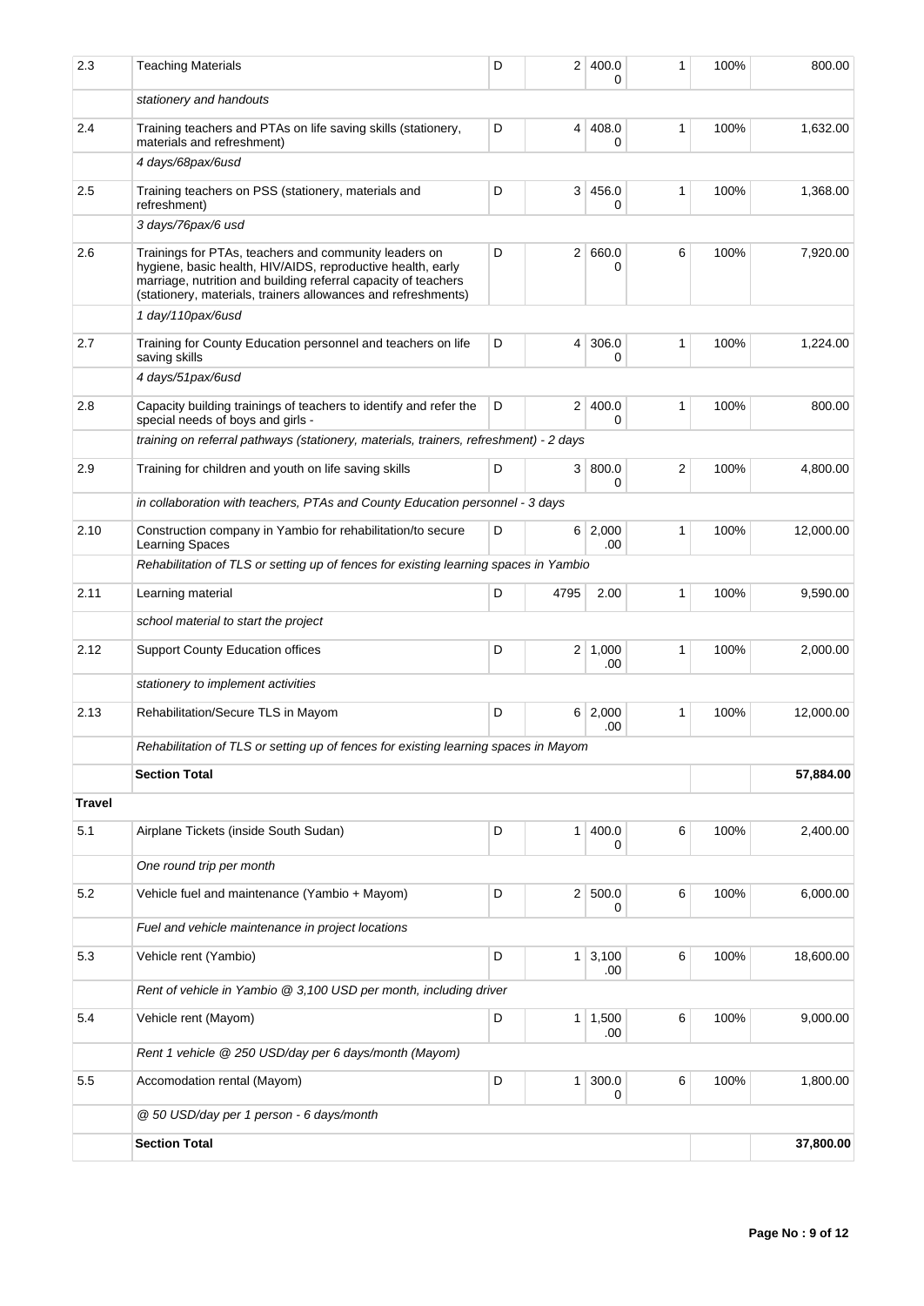| 2.3 | Teaching Materials | D | 2 | 400.00 | 1 | 100% | 800.00 |
|---|---|---|---|---|---|---|---|
| | *stationery and handouts* | | | | | | |
| 2.4 | Training teachers and PTAs on life saving skills (stationery, materials and refreshment) | D | 4 | 408.00 | 1 | 100% | 1,632.00 |
| | *4 days/68pax/6usd* | | | | | | |
| 2.5 | Training teachers on PSS (stationery, materials and refreshment) | D | 3 | 456.00 | 1 | 100% | 1,368.00 |
| | *3 days/76pax/6 usd* | | | | | | |
| 2.6 | Trainings for PTAs, teachers and community leaders on hygiene, basic health, HIV/AIDS, reproductive health, early marriage, nutrition and building referral capacity of teachers (stationery, materials, trainers allowances and refreshments) | D | 2 | 660.00 | 6 | 100% | 7,920.00 |
| | *1 day/110pax/6usd* | | | | | | |
| 2.7 | Training for County Education personnel and teachers on life saving skills | D | 4 | 306.00 | 1 | 100% | 1,224.00 |
| | *4 days/51pax/6usd* | | | | | | |
| 2.8 | Capacity building trainings of teachers to identify and refer the special needs of boys and girls - | D | 2 | 400.00 | 1 | 100% | 800.00 |
| | *training on referral pathways (stationery, materials, trainers, refreshment) - 2 days* | | | | | | |
| 2.9 | Training for children and youth on life saving skills | D | 3 | 800.00 | 2 | 100% | 4,800.00 |
| | *in collaboration with teachers, PTAs and County Education personnel - 3 days* | | | | | | |
| 2.10 | Construction company in Yambio for rehabilitation/to secure Learning Spaces | D | 6 | 2,000.00 | 1 | 100% | 12,000.00 |
| | *Rehabilitation of TLS or setting up of fences for existing learning spaces in Yambio* | | | | | | |
| 2.11 | Learning material | D | 4795 | 2.00 | 1 | 100% | 9,590.00 |
| | *school material to start the project* | | | | | | |
| 2.12 | Support County Education offices | D | 2 | 1,000.00 | 1 | 100% | 2,000.00 |
| | *stationery to implement activities* | | | | | | |
| 2.13 | Rehabilitation/Secure TLS in Mayom | D | 6 | 2,000.00 | 1 | 100% | 12,000.00 |
| | *Rehabilitation of TLS or setting up of fences for existing learning spaces in Mayom* | | | | | | |
| | **Section Total** | | | | | | **57,884.00** |
| **Travel** | | | | | | | |
| 5.1 | Airplane Tickets (inside South Sudan) | D | 1 | 400.00 | 6 | 100% | 2,400.00 |
| | *One round trip per month* | | | | | | |
| 5.2 | Vehicle fuel and maintenance (Yambio + Mayom) | D | 2 | 500.00 | 6 | 100% | 6,000.00 |
| | *Fuel and vehicle maintenance in project locations* | | | | | | |
| 5.3 | Vehicle rent (Yambio) | D | 1 | 3,100.00 | 6 | 100% | 18,600.00 |
| | *Rent of vehicle in Yambio @ 3,100 USD per month, including driver* | | | | | | |
| 5.4 | Vehicle rent (Mayom) | D | 1 | 1,500.00 | 6 | 100% | 9,000.00 |
| | *Rent 1 vehicle @ 250 USD/day per 6 days/month (Mayom)* | | | | | | |
| 5.5 | Accomodation rental (Mayom) | D | 1 | 300.00 | 6 | 100% | 1,800.00 |
| | *@ 50 USD/day per 1 person - 6 days/month* | | | | | | |
| | **Section Total** | | | | | | **37,800.00** |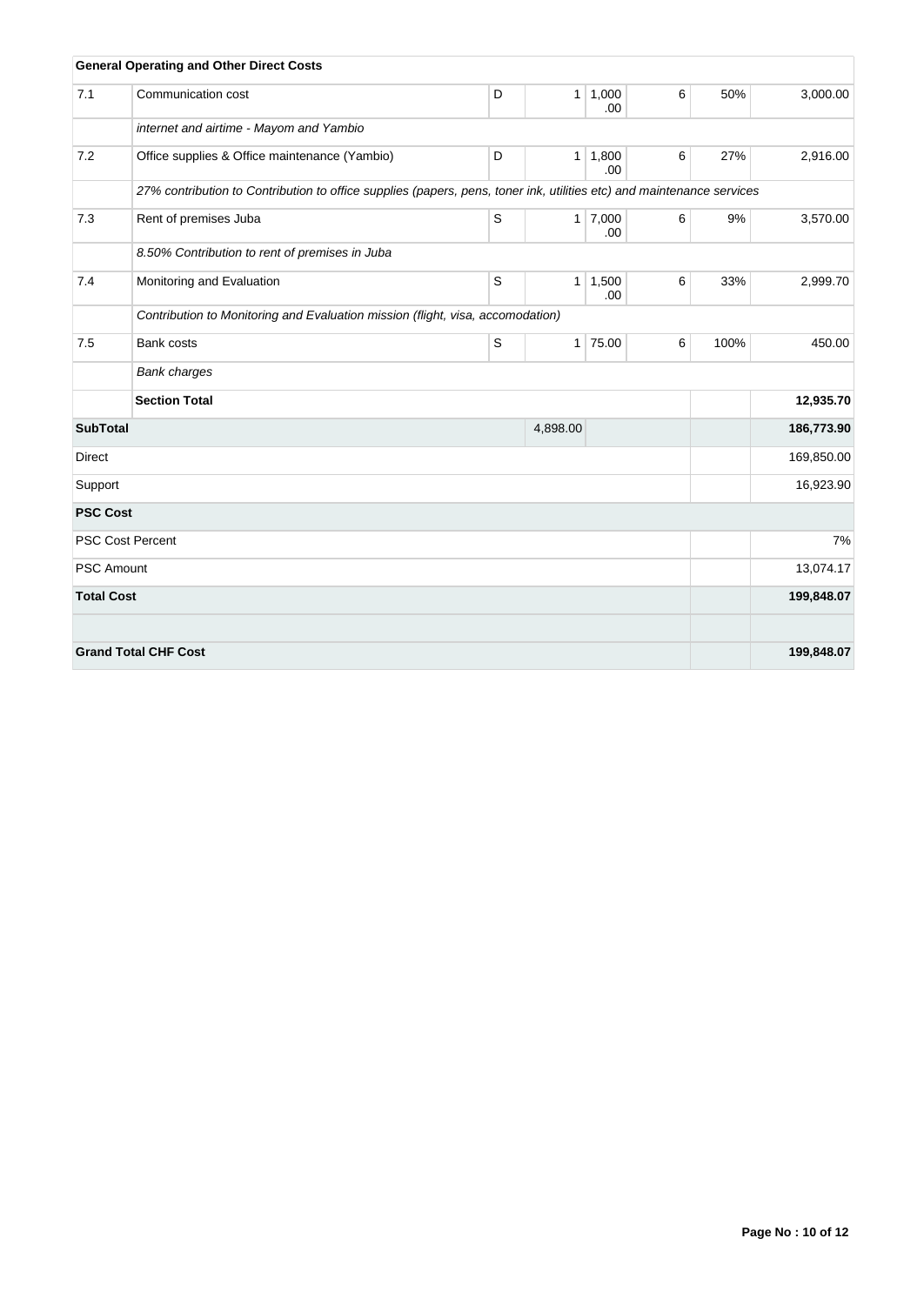| General Operating and Other Direct Costs | | | | | | | |
|---|---|---|---|---|---|---|---|
| 7.1 | Communication cost | D | 1 | 1,000.00 | 6 | 50% | 3,000.00 |
| | *internet and airtime - Mayom and Yambio* | | | | | | |
| 7.2 | Office supplies & Office maintenance (Yambio) | D | 1 | 1,800.00 | 6 | 27% | 2,916.00 |
| | *27% contribution to Contribution to office supplies (papers, pens, toner ink, utilities etc) and maintenance services* | | | | | | |
| 7.3 | Rent of premises Juba | S | 1 | 7,000.00 | 6 | 9% | 3,570.00 |
| | *8.50% Contribution to rent of premises in Juba* | | | | | | |
| 7.4 | Monitoring and Evaluation | S | 1 | 1,500.00 | 6 | 33% | 2,999.70 |
| | *Contribution to Monitoring and Evaluation mission (flight, visa, accomodation)* | | | | | | |
| 7.5 | Bank costs | S | 1 | 75.00 | 6 | 100% | 450.00 |
| | *Bank charges* | | | | | | |
| | **Section Total** | | | | | | **12,935.70** |
| **SubTotal** | | | 4,898.00 | | | | **186,773.90** |
| Direct | | | | | | | 169,850.00 |
| Support | | | | | | | 16,923.90 |
| **PSC Cost** | | | | | | | |
| PSC Cost Percent | | | | | | | 7% |
| PSC Amount | | | | | | | 13,074.17 |
| **Total Cost** | | | | | | | **199,848.07** |
| | | | | | | | |
| **Grand Total CHF Cost** | | | | | | | **199,848.07** |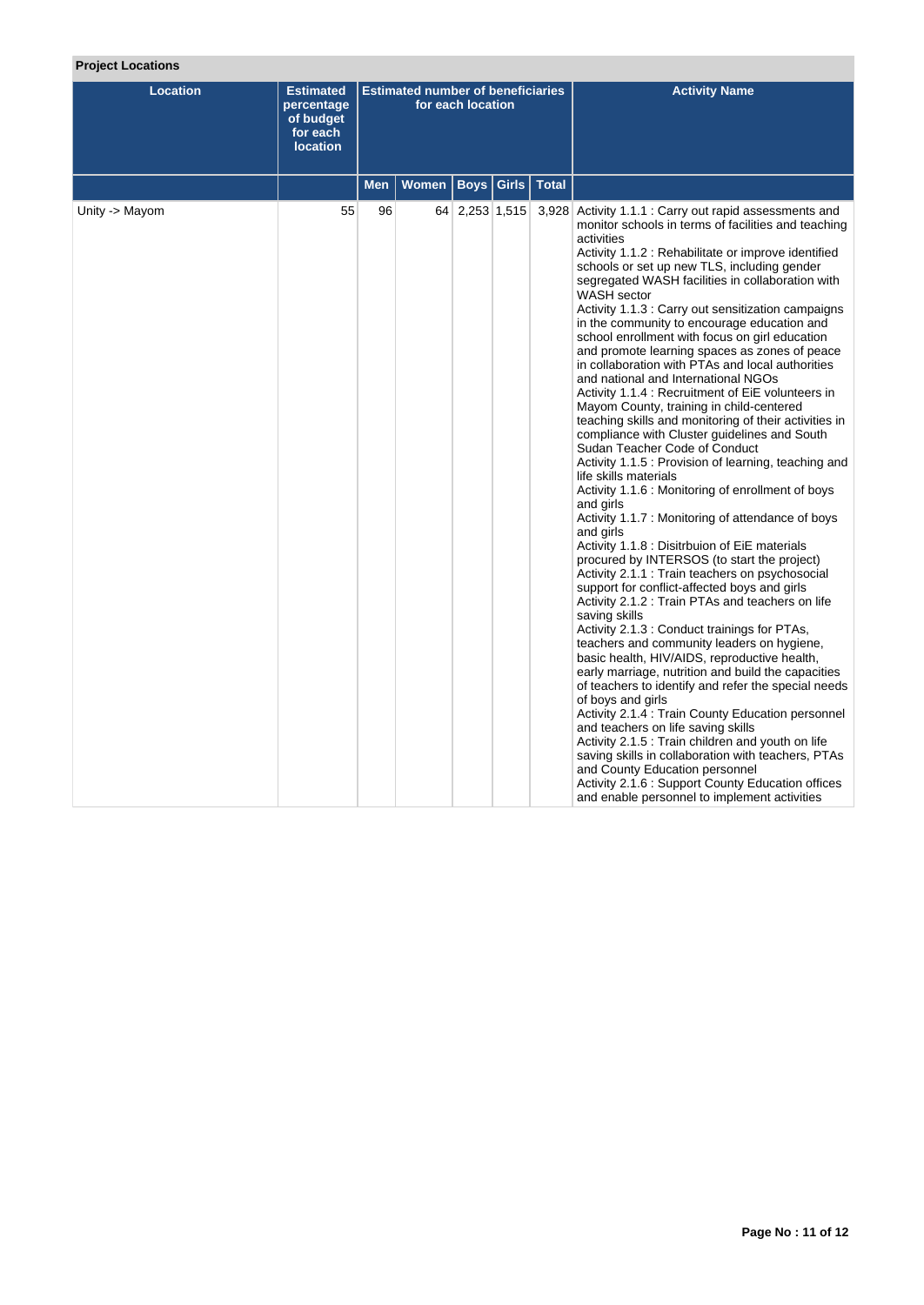**Project Locations**

| Location | Estimated percentage of budget for each location | Estimated number of beneficiaries for each location | | | | | Activity Name |
|---|---|---|---|---|---|---|---|
| | | Men | Women | Boys | Girls | Total | |
| Unity -> Mayom | 55 | 96 | 64 | 2,253 | 1,515 | 3,928 | Activity 1.1.1 : Carry out rapid assessments and monitor schools in terms of facilities and teaching activities<br>Activity 1.1.2 : Rehabilitate or improve identified schools or set up new TLS, including gender segregated WASH facilities in collaboration with WASH sector<br>Activity 1.1.3 : Carry out sensitization campaigns in the community to encourage education and school enrollment with focus on girl education and promote learning spaces as zones of peace in collaboration with PTAs and local authorities and national and International NGOs<br>Activity 1.1.4 : Recruitment of EiE volunteers in Mayom County, training in child-centered teaching skills and monitoring of their activities in compliance with Cluster guidelines and South Sudan Teacher Code of Conduct<br>Activity 1.1.5 : Provision of learning, teaching and life skills materials<br>Activity 1.1.6 : Monitoring of enrollment of boys and girls<br>Activity 1.1.7 : Monitoring of attendance of boys and girls<br>Activity 1.1.8 : Disitrbuion of EiE materials procured by INTERSOS (to start the project)<br>Activity 2.1.1 : Train teachers on psychosocial support for conflict-affected boys and girls<br>Activity 2.1.2 : Train PTAs and teachers on life saving skills<br>Activity 2.1.3 : Conduct trainings for PTAs, teachers and community leaders on hygiene, basic health, HIV/AIDS, reproductive health, early marriage, nutrition and build the capacities of teachers to identify and refer the special needs of boys and girls<br>Activity 2.1.4 : Train County Education personnel and teachers on life saving skills<br>Activity 2.1.5 : Train children and youth on life saving skills in collaboration with teachers, PTAs and County Education personnel<br>Activity 2.1.6 : Support County Education offices and enable personnel to implement activities |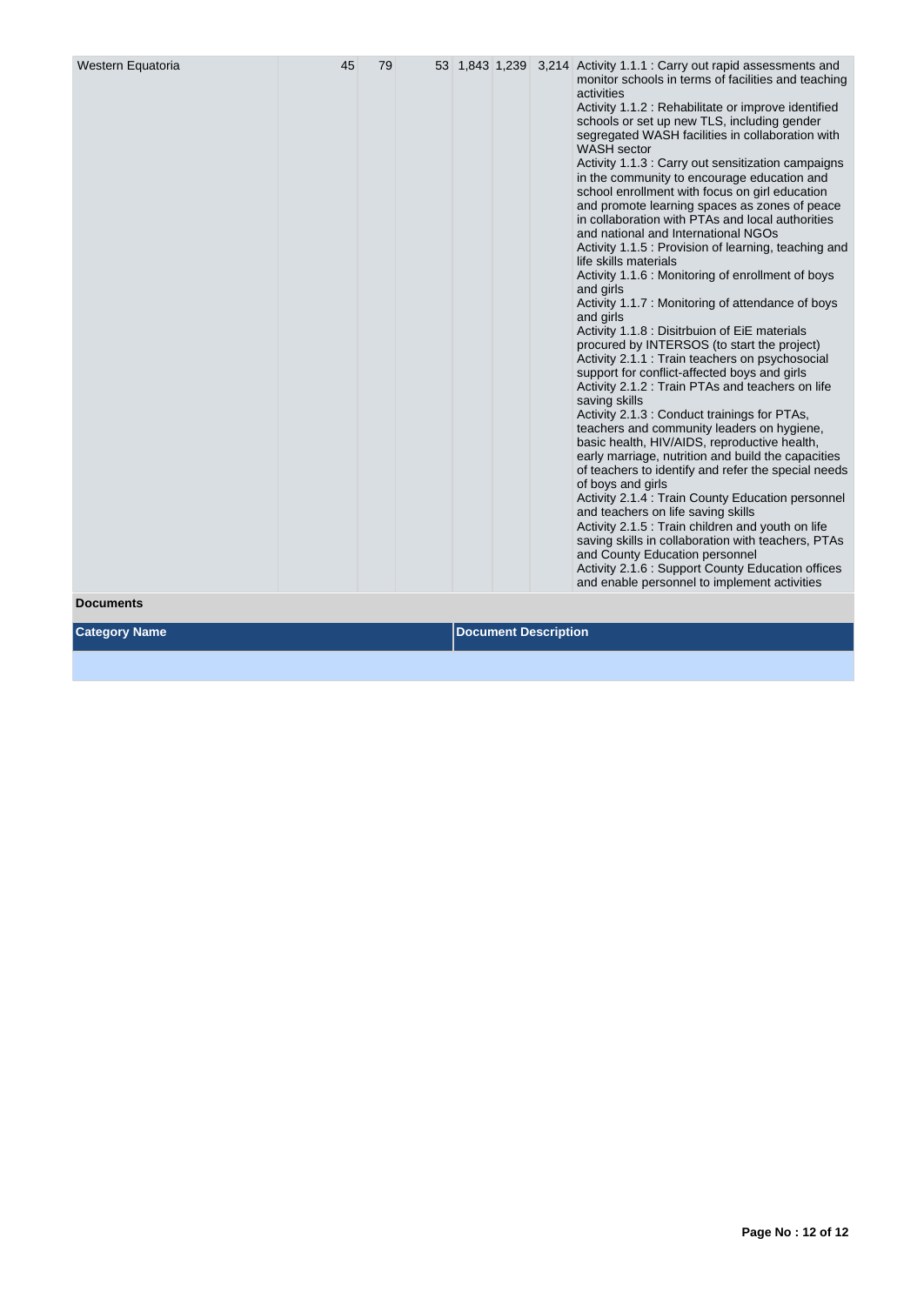| | | | | | | | |
|---|---|---|---|---|---|---|---|
| Western Equatoria | 45 | 79 | 53 | 1,843 | 1,239 | 3,214 | Activity 1.1.1 : Carry out rapid assessments and monitor schools in terms of facilities and teaching activities<br>Activity 1.1.2 : Rehabilitate or improve identified schools or set up new TLS, including gender segregated WASH facilities in collaboration with WASH sector<br>Activity 1.1.3 : Carry out sensitization campaigns in the community to encourage education and school enrollment with focus on girl education and promote learning spaces as zones of peace in collaboration with PTAs and local authorities and national and International NGOs<br>Activity 1.1.5 : Provision of learning, teaching and life skills materials<br>Activity 1.1.6 : Monitoring of enrollment of boys and girls<br>Activity 1.1.7 : Monitoring of attendance of boys and girls<br>Activity 1.1.8 : Disitrbuion of EiE materials procured by INTERSOS (to start the project)<br>Activity 2.1.1 : Train teachers on psychosocial support for conflict-affected boys and girls<br>Activity 2.1.2 : Train PTAs and teachers on life saving skills<br>Activity 2.1.3 : Conduct trainings for PTAs, teachers and community leaders on hygiene, basic health, HIV/AIDS, reproductive health, early marriage, nutrition and build the capacities of teachers to identify and refer the special needs of boys and girls<br>Activity 2.1.4 : Train County Education personnel and teachers on life saving skills<br>Activity 2.1.5 : Train children and youth on life saving skills in collaboration with teachers, PTAs and County Education personnel<br>Activity 2.1.6 : Support County Education offices and enable personnel to implement activities |

**Documents**

| Category Name | Document Description |
|---|---|
| | |